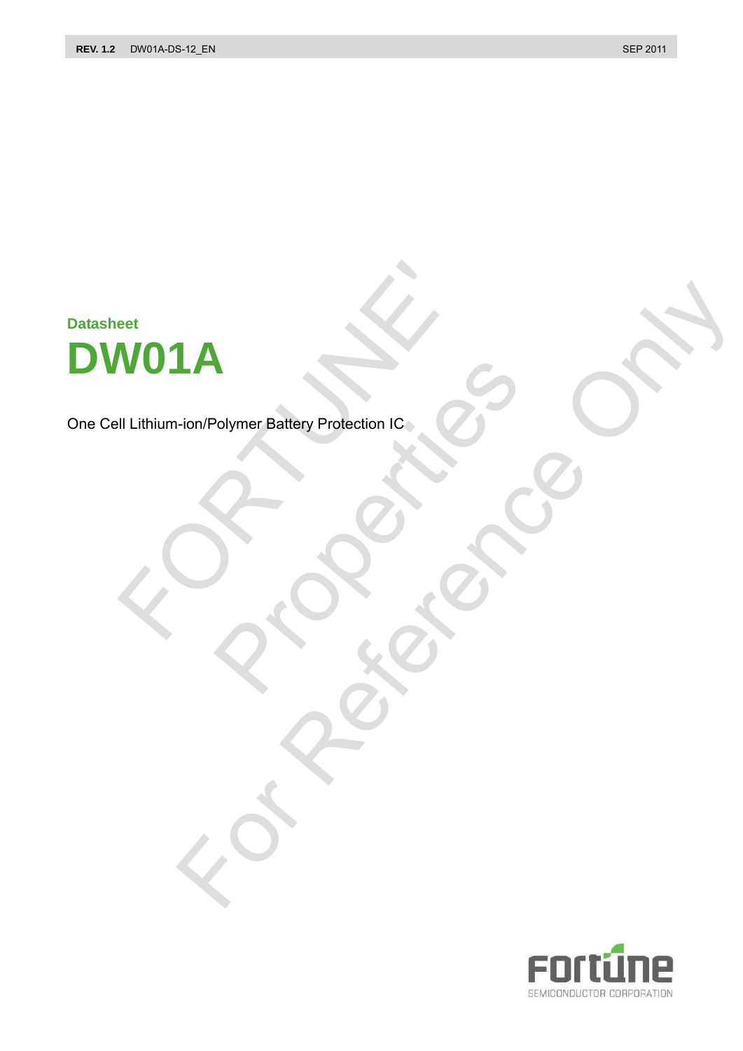Datasheet

# DW01A

One Cell Lithium-ion/Polymer Battery Protection IC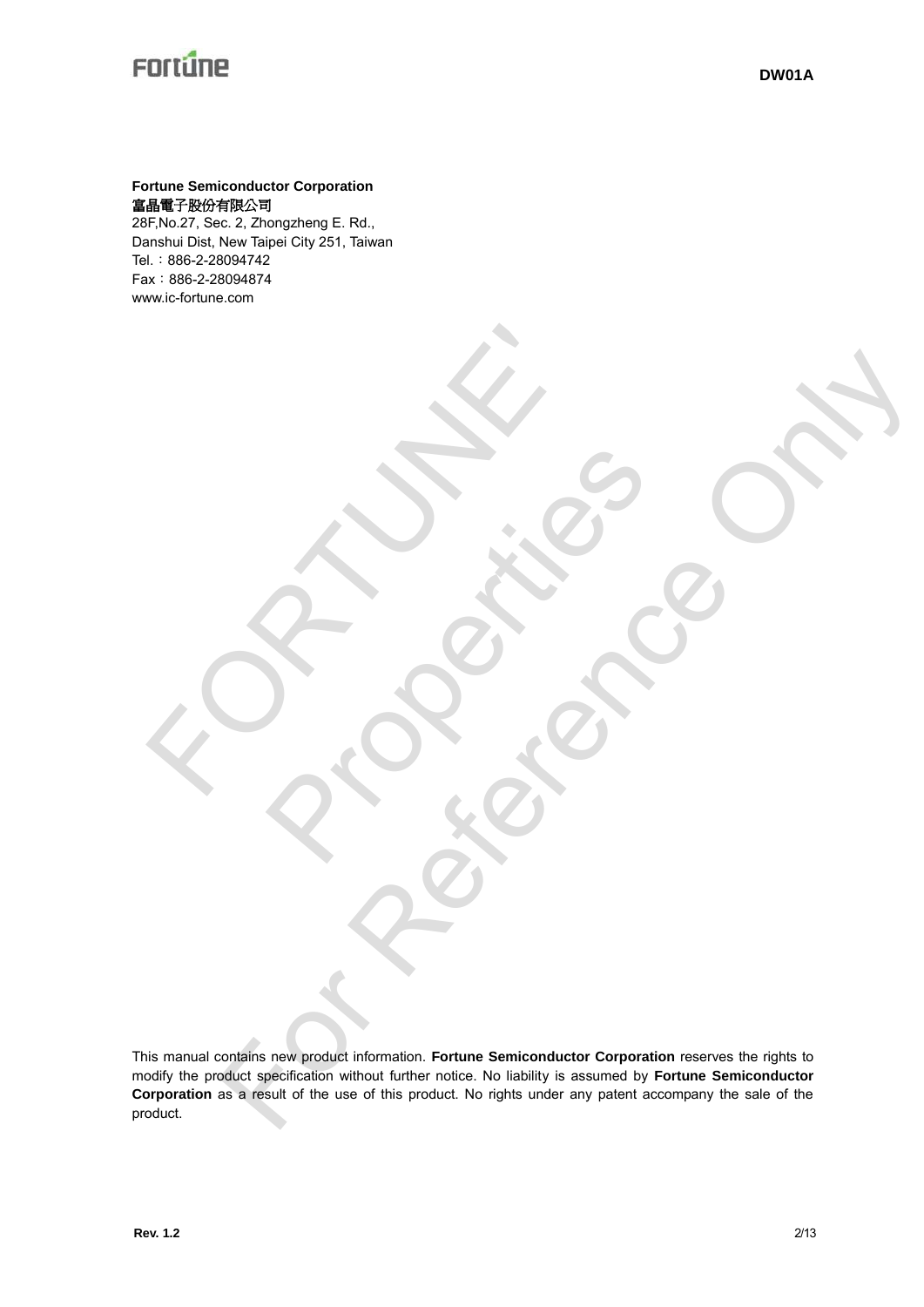**Fortune Semiconductor Corporation**
**富晶電子股份有限公司**
28F,No.27, Sec. 2, Zhongzheng E. Rd.,
Danshui Dist, New Taipei City 251, Taiwan
Tel.：886-2-28094742
Fax：886-2-28094874
www.ic-fortune.com

This manual contains new product information. **Fortune Semiconductor Corporation** reserves the rights to modify the product specification without further notice. No liability is assumed by **Fortune Semiconductor Corporation** as a result of the use of this product. No rights under any patent accompany the sale of the product.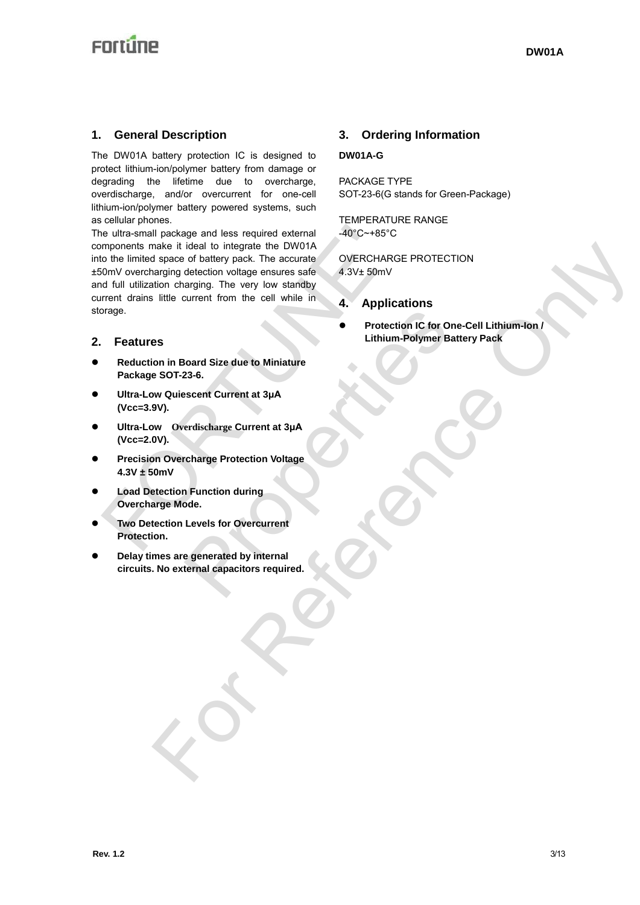## 1. General Description

The DW01A battery protection IC is designed to protect lithium-ion/polymer battery from damage or degrading the lifetime due to overcharge, overdischarge, and/or overcurrent for one-cell lithium-ion/polymer battery powered systems, such as cellular phones.

The ultra-small package and less required external components make it ideal to integrate the DW01A into the limited space of battery pack. The accurate ±50mV overcharging detection voltage ensures safe and full utilization charging. The very low standby current drains little current from the cell while in storage.

## 2. Features

- **Reduction in Board Size due to Miniature Package SOT-23-6.**
- **Ultra-Low Quiescent Current at 3μA (Vcc=3.9V).**
- **Ultra-Low Overdischarge Current at 3μA (Vcc=2.0V).**
- **Precision Overcharge Protection Voltage 4.3V ± 50mV**
- **Load Detection Function during Overcharge Mode.**
- **Two Detection Levels for Overcurrent Protection.**
- **Delay times are generated by internal circuits. No external capacitors required.**

## 3. Ordering Information

**DW01A-G**

PACKAGE TYPE
SOT-23-6(G stands for Green-Package)

TEMPERATURE RANGE
-40°C~+85°C

OVERCHARGE PROTECTION
4.3V± 50mV

## 4. Applications

- **Protection IC for One-Cell Lithium-Ion / Lithium-Polymer Battery Pack**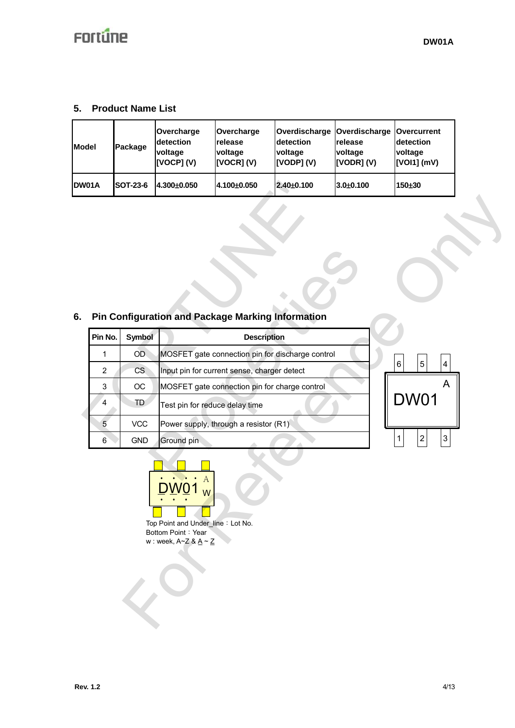## 5. Product Name List

| Model | Package | Overcharge detection voltage [VOCP] (V) | Overcharge release voltage [VOCR] (V) | Overdischarge detection voltage [VODP] (V) | Overdischarge release voltage [VODR] (V) | Overcurrent detection voltage [VOI1] (mV) |
|---|---|---|---|---|---|---|
| DW01A | SOT-23-6 | 4.300±0.050 | 4.100±0.050 | 2.40±0.100 | 3.0±0.100 | 150±30 |

## 6. Pin Configuration and Package Marking Information

| Pin No. | Symbol | Description |
|---|---|---|
| 1 | OD | MOSFET gate connection pin for discharge control |
| 2 | CS | Input pin for current sense, charger detect |
| 3 | OC | MOSFET gate connection pin for charge control |
| 4 | TD | Test pin for reduce delay time |
| 5 | VCC | Power supply, through a resistor (R1) |
| 6 | GND | Ground pin |

6 5 4

A

DW01

1 2 3

DW01 A w

Top Point and Under_line：Lot No.
Bottom Point：Year
w : week, A~Z & A ~ Z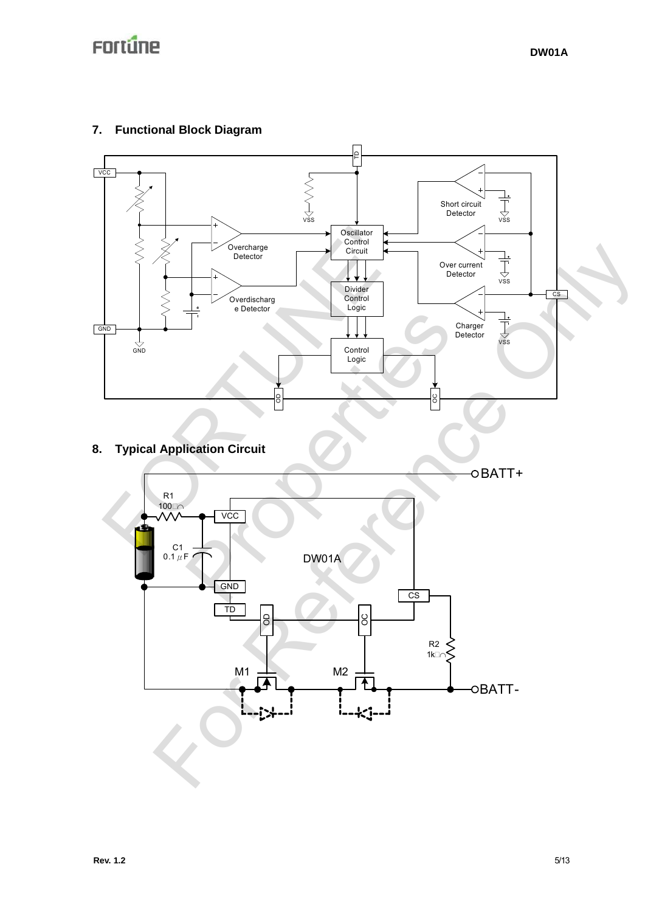## 7. Functional Block Diagram

## 8. Typical Application Circuit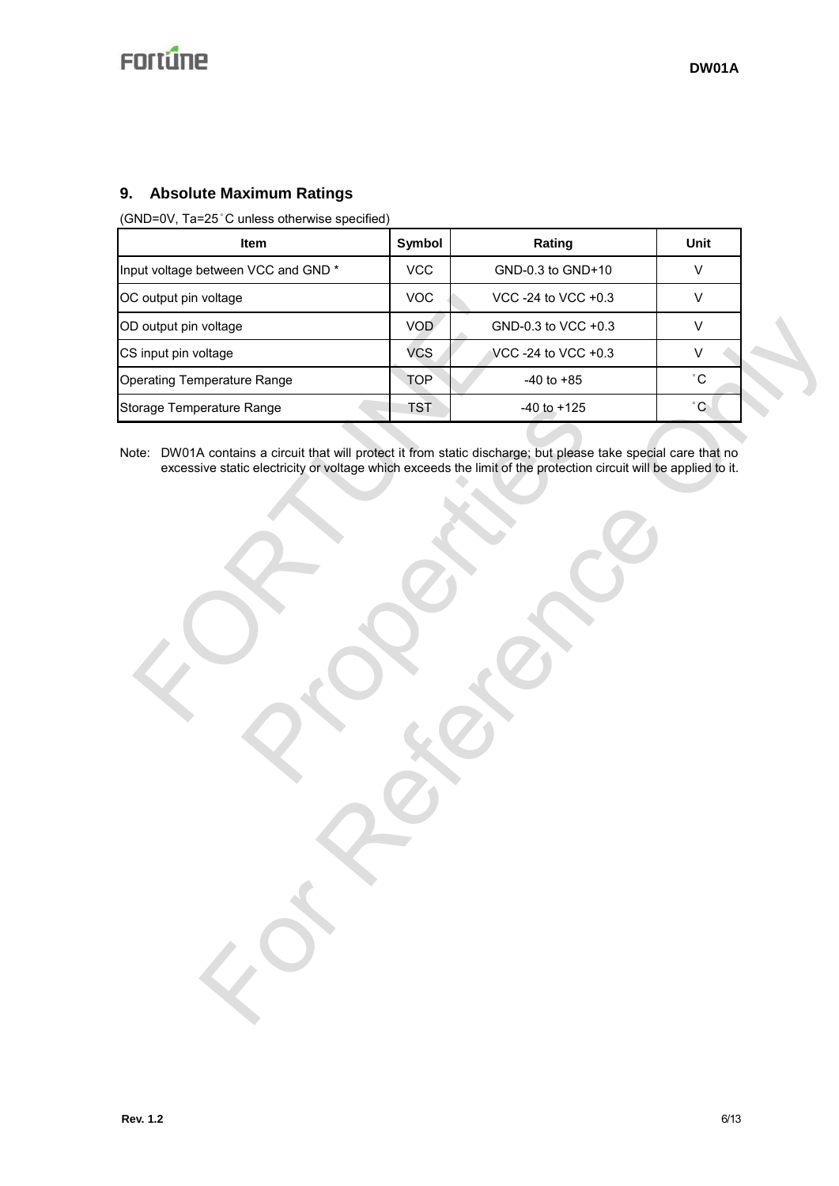## 9. Absolute Maximum Ratings

(GND=0V, Ta=25˚C unless otherwise specified)

| Item | Symbol | Rating | Unit |
|---|---|---|---|
| Input voltage between VCC and GND * | VCC | GND-0.3 to GND+10 | V |
| OC output pin voltage | VOC | VCC -24 to VCC +0.3 | V |
| OD output pin voltage | VOD | GND-0.3 to VCC +0.3 | V |
| CS input pin voltage | VCS | VCC -24 to VCC +0.3 | V |
| Operating Temperature Range | TOP | -40 to +85 | ˚C |
| Storage Temperature Range | TST | -40 to +125 | ˚C |

Note: DW01A contains a circuit that will protect it from static discharge; but please take special care that no excessive static electricity or voltage which exceeds the limit of the protection circuit will be applied to it.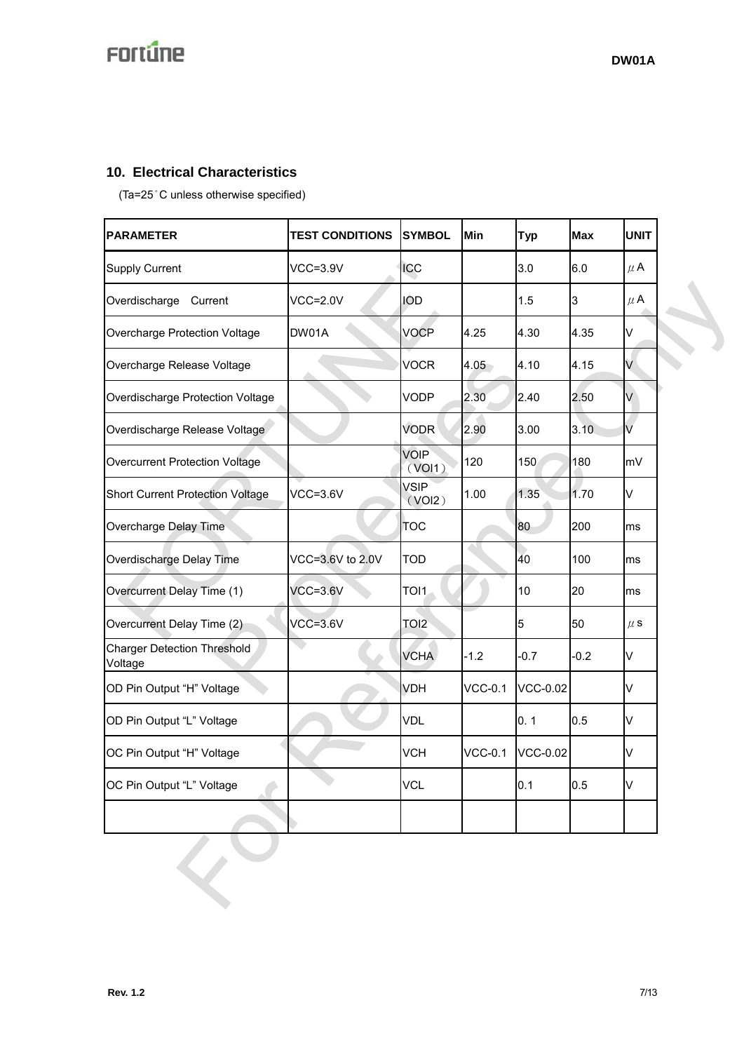## 10. Electrical Characteristics

(Ta=25°C unless otherwise specified)

| PARAMETER | TEST CONDITIONS | SYMBOL | Min | Typ | Max | UNIT |
|---|---|---|---|---|---|---|
| Supply Current | VCC=3.9V | ICC | | 3.0 | 6.0 | μA |
| Overdischarge Current | VCC=2.0V | IOD | | 1.5 | 3 | μA |
| Overcharge Protection Voltage | DW01A | VOCP | 4.25 | 4.30 | 4.35 | V |
| Overcharge Release Voltage | | VOCR | 4.05 | 4.10 | 4.15 | V |
| Overdischarge Protection Voltage | | VODP | 2.30 | 2.40 | 2.50 | V |
| Overdischarge Release Voltage | | VODR | 2.90 | 3.00 | 3.10 | V |
| Overcurrent Protection Voltage | | VOIP （VOI1） | 120 | 150 | 180 | mV |
| Short Current Protection Voltage | VCC=3.6V | VSIP （VOI2） | 1.00 | 1.35 | 1.70 | V |
| Overcharge Delay Time | | TOC | | 80 | 200 | ms |
| Overdischarge Delay Time | VCC=3.6V to 2.0V | TOD | | 40 | 100 | ms |
| Overcurrent Delay Time (1) | VCC=3.6V | TOI1 | | 10 | 20 | ms |
| Overcurrent Delay Time (2) | VCC=3.6V | TOI2 | | 5 | 50 | μs |
| Charger Detection Threshold Voltage | | VCHA | -1.2 | -0.7 | -0.2 | V |
| OD Pin Output "H" Voltage | | VDH | VCC-0.1 | VCC-0.02 | | V |
| OD Pin Output "L" Voltage | | VDL | | 0. 1 | 0.5 | V |
| OC Pin Output "H" Voltage | | VCH | VCC-0.1 | VCC-0.02 | | V |
| OC Pin Output "L" Voltage | | VCL | | 0.1 | 0.5 | V |
| | | | | | | |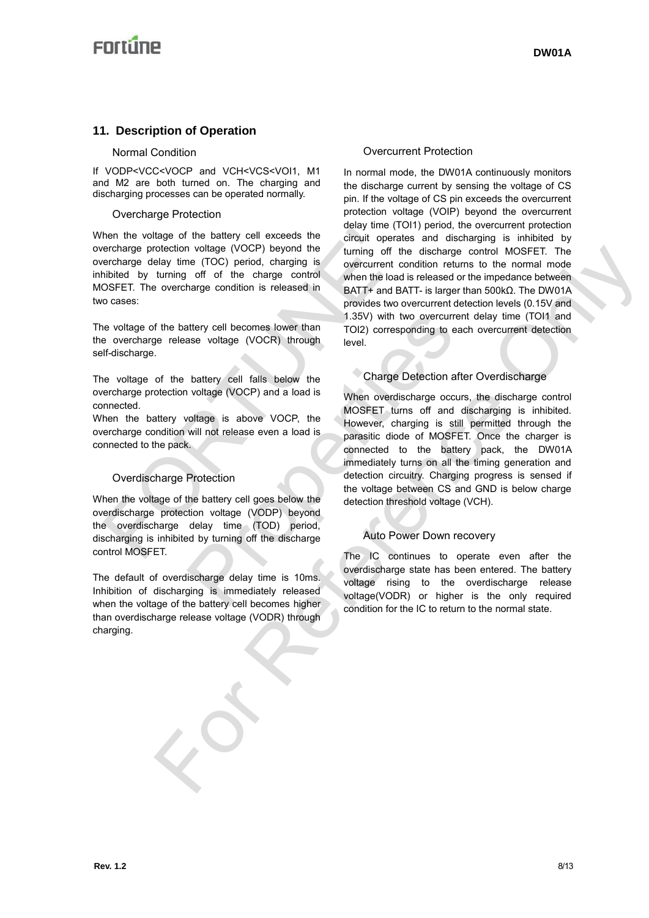## 11. Description of Operation

### Normal Condition

If VODP<VCC<VOCP and VCH<VCS<VOI1, M1 and M2 are both turned on. The charging and discharging processes can be operated normally.

### Overcharge Protection

When the voltage of the battery cell exceeds the overcharge protection voltage (VOCP) beyond the overcharge delay time (TOC) period, charging is inhibited by turning off of the charge control MOSFET. The overcharge condition is released in two cases:

The voltage of the battery cell becomes lower than the overcharge release voltage (VOCR) through self-discharge.

The voltage of the battery cell falls below the overcharge protection voltage (VOCP) and a load is connected.

When the battery voltage is above VOCP, the overcharge condition will not release even a load is connected to the pack.

### Overdischarge Protection

When the voltage of the battery cell goes below the overdischarge protection voltage (VODP) beyond the overdischarge delay time (TOD) period, discharging is inhibited by turning off the discharge control MOSFET.

The default of overdischarge delay time is 10ms. Inhibition of discharging is immediately released when the voltage of the battery cell becomes higher than overdischarge release voltage (VODR) through charging.

### Overcurrent Protection

In normal mode, the DW01A continuously monitors the discharge current by sensing the voltage of CS pin. If the voltage of CS pin exceeds the overcurrent protection voltage (VOIP) beyond the overcurrent delay time (TOI1) period, the overcurrent protection circuit operates and discharging is inhibited by turning off the discharge control MOSFET. The overcurrent condition returns to the normal mode when the load is released or the impedance between BATT+ and BATT- is larger than 500kΩ. The DW01A provides two overcurrent detection levels (0.15V and 1.35V) with two overcurrent delay time (TOI1 and TOI2) corresponding to each overcurrent detection level.

### Charge Detection after Overdischarge

When overdischarge occurs, the discharge control MOSFET turns off and discharging is inhibited. However, charging is still permitted through the parasitic diode of MOSFET. Once the charger is connected to the battery pack, the DW01A immediately turns on all the timing generation and detection circuitry. Charging progress is sensed if the voltage between CS and GND is below charge detection threshold voltage (VCH).

### Auto Power Down recovery

The IC continues to operate even after the overdischarge state has been entered. The battery voltage rising to the overdischarge release voltage(VODR) or higher is the only required condition for the IC to return to the normal state.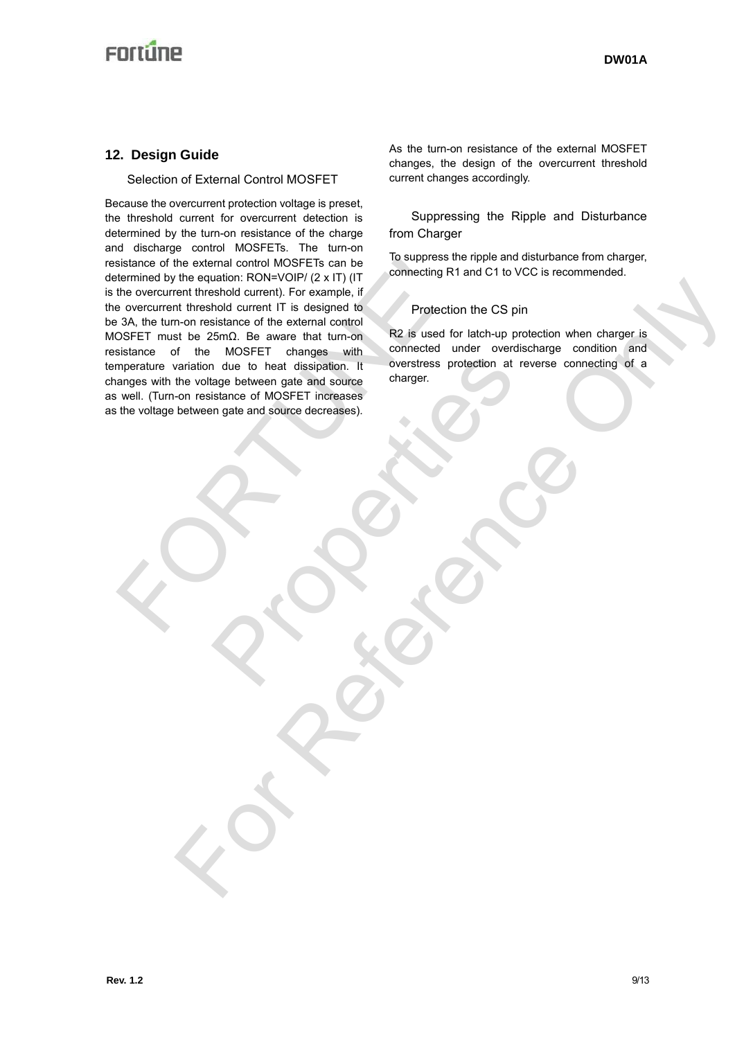## 12. Design Guide

### Selection of External Control MOSFET

Because the overcurrent protection voltage is preset, the threshold current for overcurrent detection is determined by the turn-on resistance of the charge and discharge control MOSFETs. The turn-on resistance of the external control MOSFETs can be determined by the equation: $R_{ON}=V_{OIP}/(2 \times I_T)$ ($I_T$ is the overcurrent threshold current). For example, if the overcurrent threshold current $I_T$ is designed to be 3A, the turn-on resistance of the external control MOSFET must be 25mΩ. Be aware that turn-on resistance of the MOSFET changes with temperature variation due to heat dissipation. It changes with the voltage between gate and source as well. (Turn-on resistance of MOSFET increases as the voltage between gate and source decreases).

As the turn-on resistance of the external MOSFET changes, the design of the overcurrent threshold current changes accordingly.

### Suppressing the Ripple and Disturbance from Charger

To suppress the ripple and disturbance from charger, connecting R1 and C1 to VCC is recommended.

### Protection the CS pin

R2 is used for latch-up protection when charger is connected under overdischarge condition and overstress protection at reverse connecting of a charger.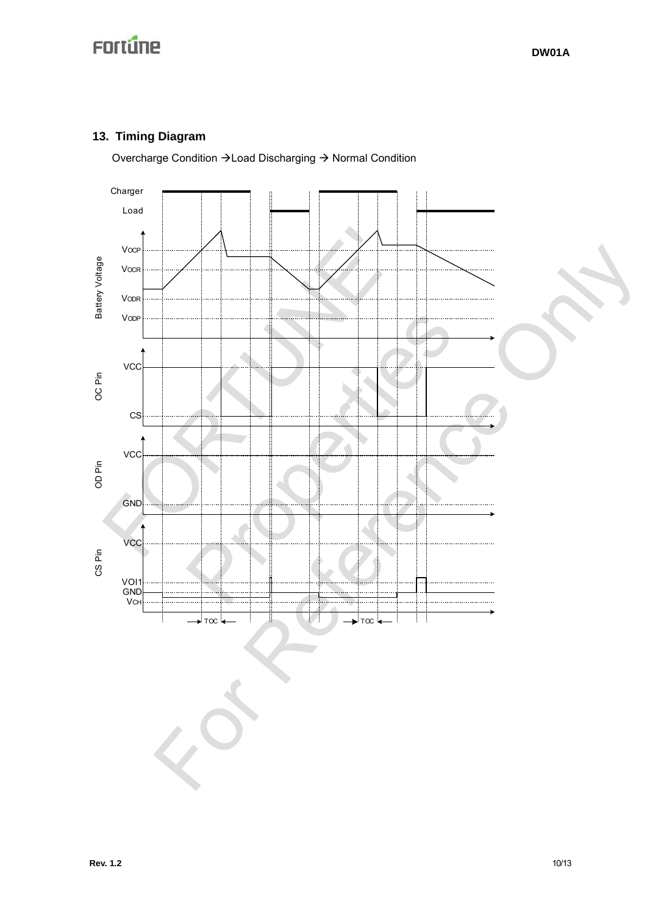## 13. Timing Diagram

Overcharge Condition → Load Discharging → Normal Condition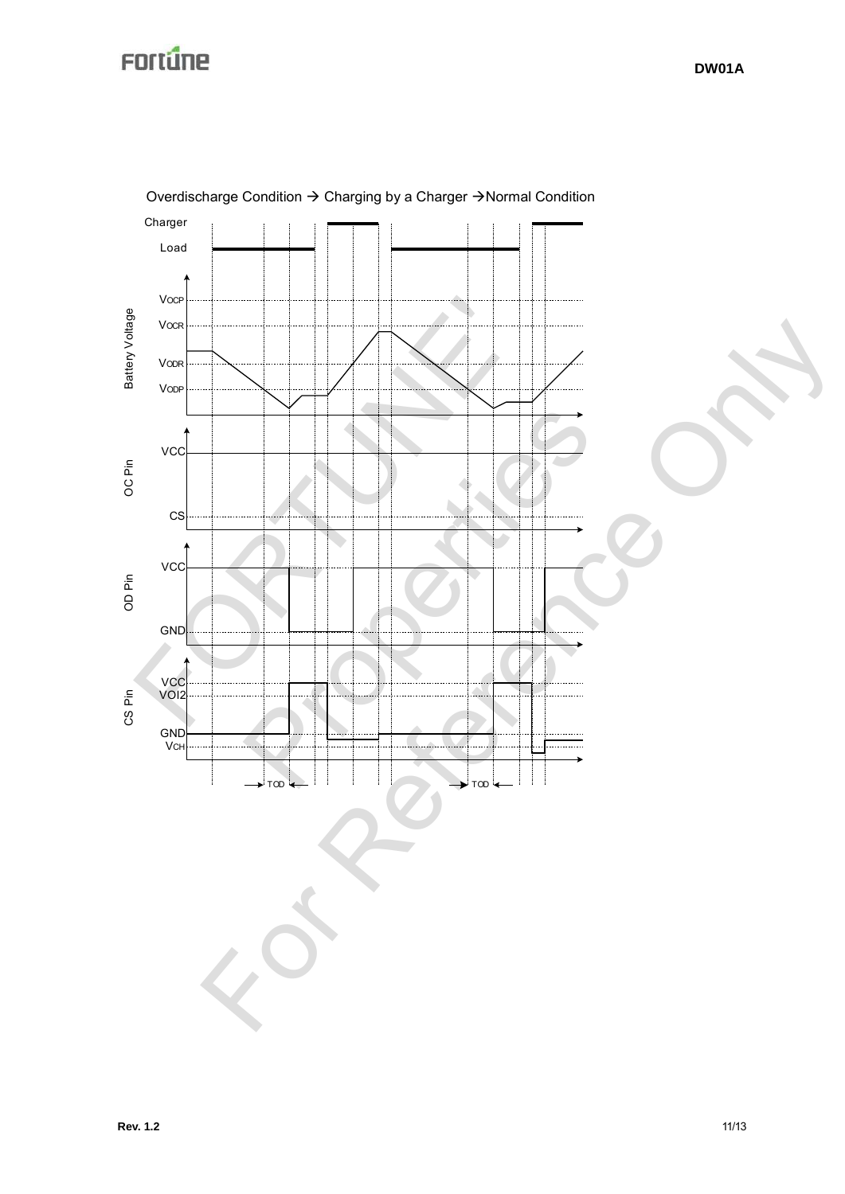Overdischarge Condition → Charging by a Charger → Normal Condition

Charger

Load

Battery Voltage: $V_{OCP}$, $V_{OCR}$, $V_{ODR}$, $V_{ODP}$

OC Pin: VCC, CS

OD Pin: VCC, GND

CS Pin: VCC, VOI2, GND, $V_{CH}$

TOD          TOD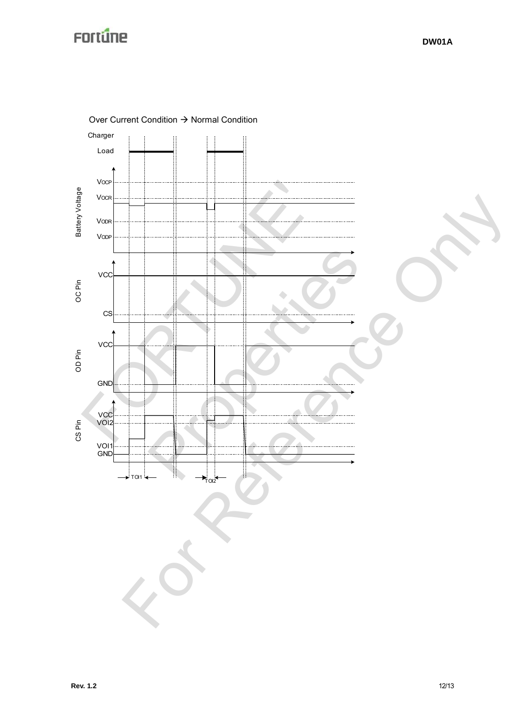Over Current Condition → Normal Condition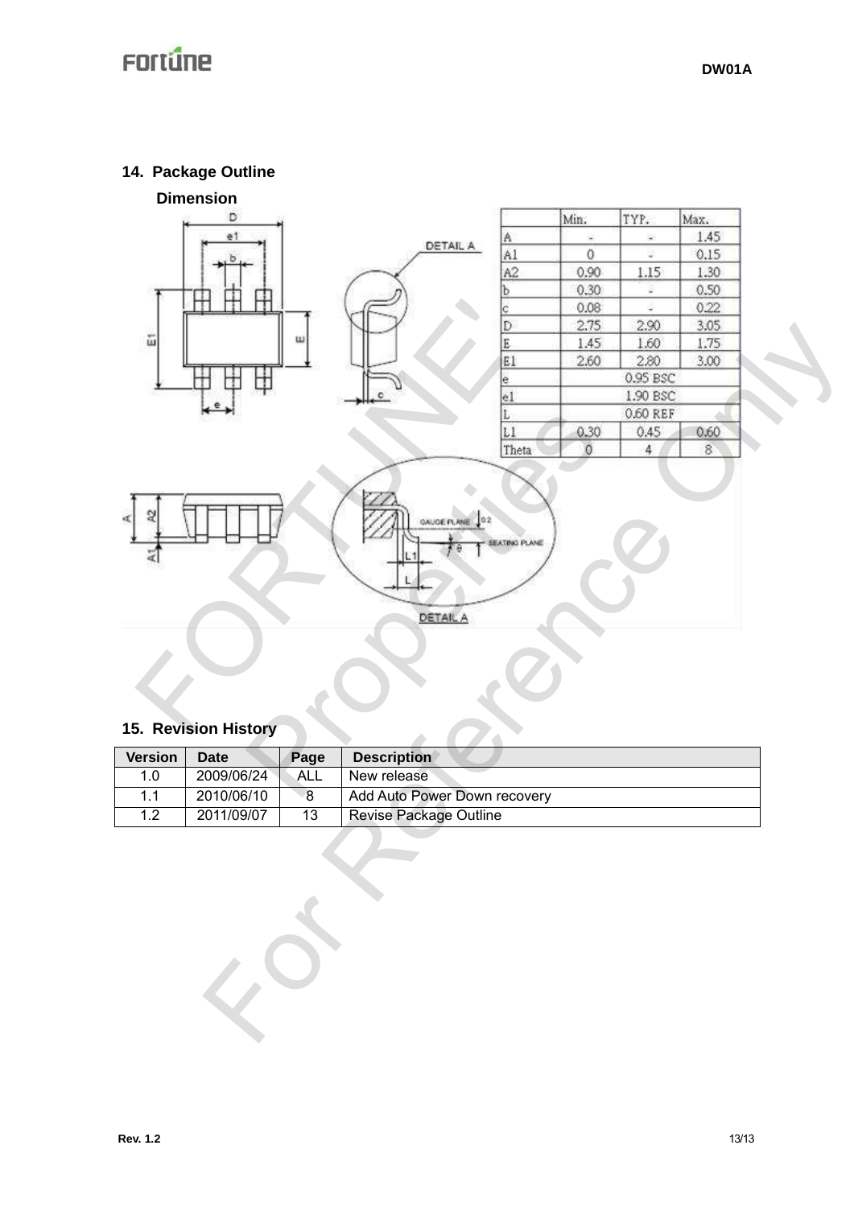## 14. Package Outline

### Dimension

| | Min. | TYP. | Max. |
|---|---|---|---|
| A | - | - | 1.45 |
| A1 | 0 | - | 0.15 |
| A2 | 0.90 | 1.15 | 1.30 |
| b | 0.30 | - | 0.50 |
| c | 0.08 | - | 0.22 |
| D | 2.75 | 2.90 | 3.05 |
| E | 1.45 | 1.60 | 1.75 |
| E1 | 2.60 | 2.80 | 3.00 |
| e | 0.95 BSC | | |
| e1 | 1.90 BSC | | |
| L | 0.60 REF | | |
| L1 | 0.30 | 0.45 | 0.60 |
| Theta | 0 | 4 | 8 |

## 15. Revision History

| Version | Date | Page | Description |
|---|---|---|---|
| 1.0 | 2009/06/24 | ALL | New release |
| 1.1 | 2010/06/10 | 8 | Add Auto Power Down recovery |
| 1.2 | 2011/09/07 | 13 | Revise Package Outline |